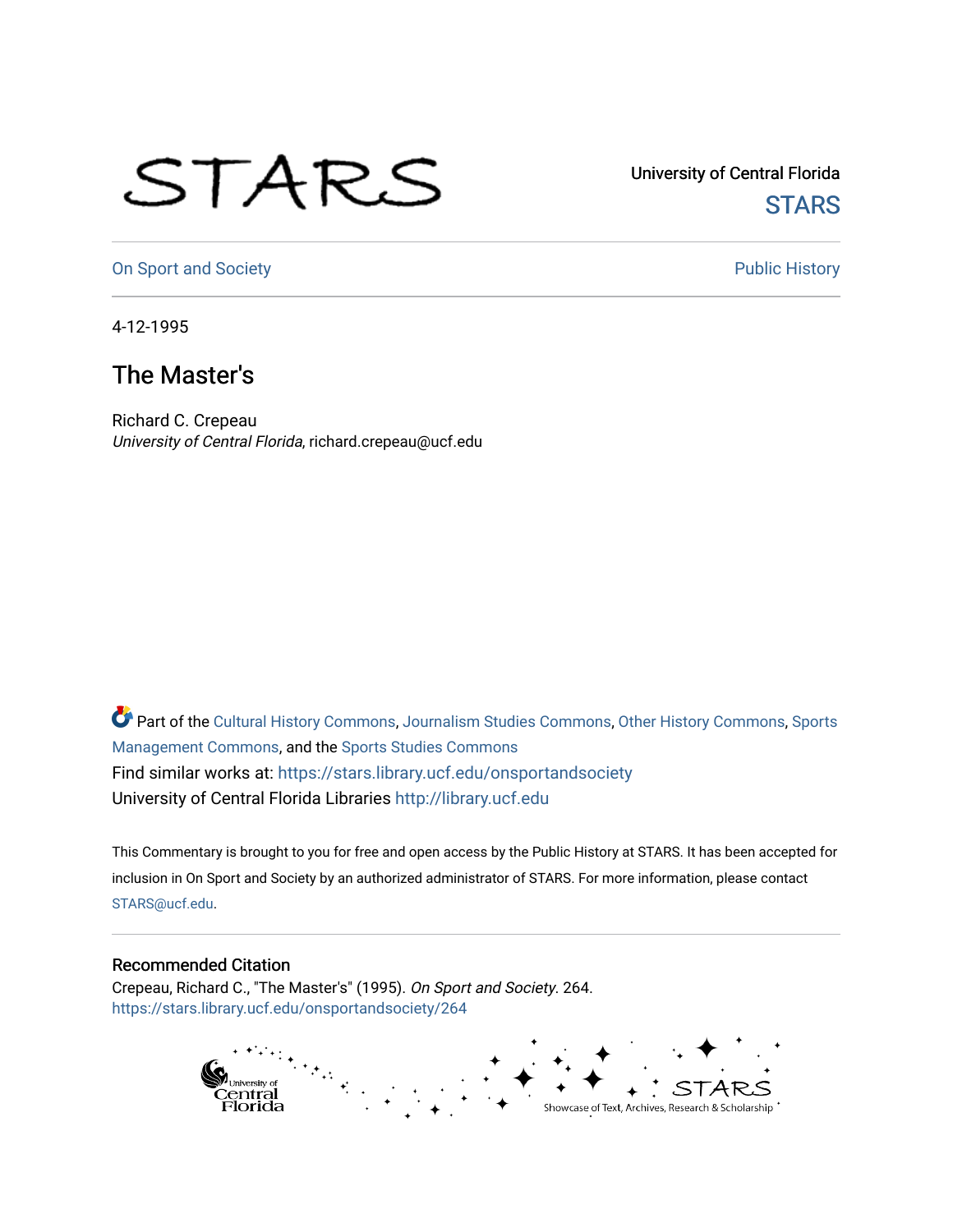University of Central Florida

STARS

On Sport and Society

Public History

4-12-1995

# The Master's

Richard C. Crepeau

*University of Central Florida*, richard.crepeau@ucf.edu

Part of the Cultural History Commons, Journalism Studies Commons, Other History Commons, Sports Management Commons, and the Sports Studies Commons

Find similar works at: https://stars.library.ucf.edu/onsportandsociety

University of Central Florida Libraries http://library.ucf.edu

This Commentary is brought to you for free and open access by the Public History at STARS. It has been accepted for inclusion in On Sport and Society by an authorized administrator of STARS. For more information, please contact STARS@ucf.edu.

## Recommended Citation

Crepeau, Richard C., "The Master's" (1995). *On Sport and Society*. 264.

https://stars.library.ucf.edu/onsportandsociety/264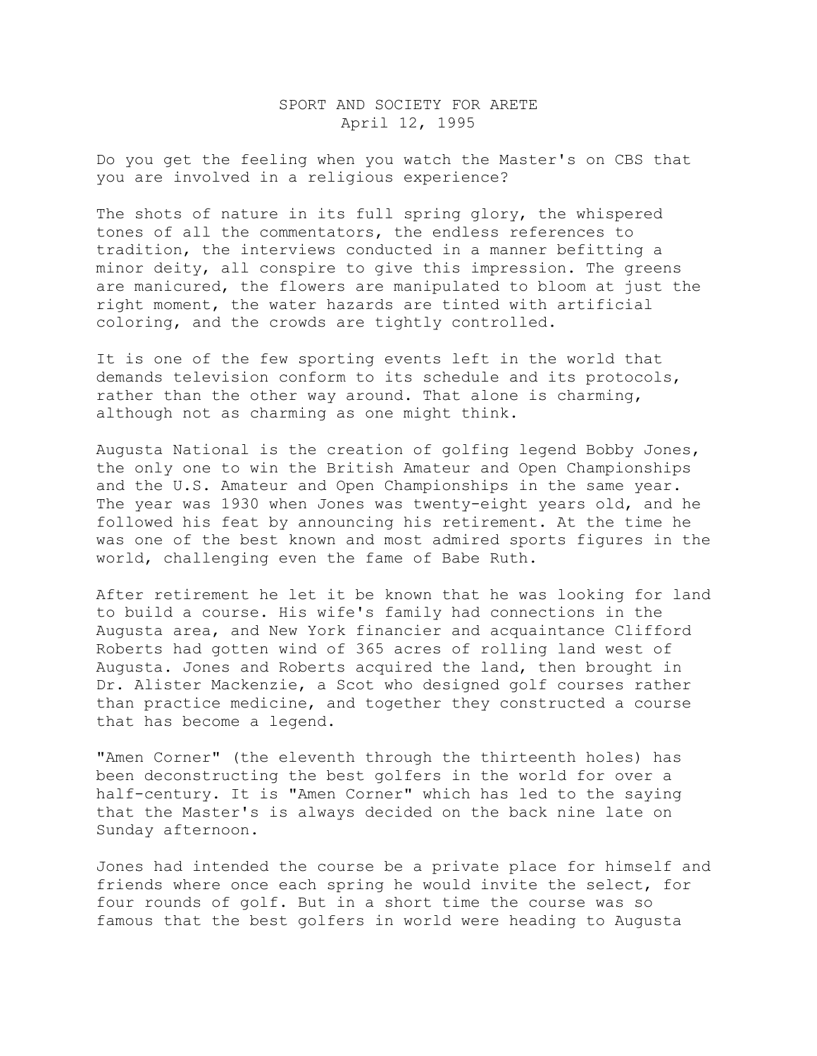SPORT AND SOCIETY FOR ARETE
April 12, 1995

Do you get the feeling when you watch the Master's on CBS that you are involved in a religious experience?

The shots of nature in its full spring glory, the whispered tones of all the commentators, the endless references to tradition, the interviews conducted in a manner befitting a minor deity, all conspire to give this impression. The greens are manicured, the flowers are manipulated to bloom at just the right moment, the water hazards are tinted with artificial coloring, and the crowds are tightly controlled.

It is one of the few sporting events left in the world that demands television conform to its schedule and its protocols, rather than the other way around. That alone is charming, although not as charming as one might think.

Augusta National is the creation of golfing legend Bobby Jones, the only one to win the British Amateur and Open Championships and the U.S. Amateur and Open Championships in the same year. The year was 1930 when Jones was twenty-eight years old, and he followed his feat by announcing his retirement. At the time he was one of the best known and most admired sports figures in the world, challenging even the fame of Babe Ruth.

After retirement he let it be known that he was looking for land to build a course. His wife's family had connections in the Augusta area, and New York financier and acquaintance Clifford Roberts had gotten wind of 365 acres of rolling land west of Augusta. Jones and Roberts acquired the land, then brought in Dr. Alister Mackenzie, a Scot who designed golf courses rather than practice medicine, and together they constructed a course that has become a legend.

"Amen Corner" (the eleventh through the thirteenth holes) has been deconstructing the best golfers in the world for over a half-century. It is "Amen Corner" which has led to the saying that the Master's is always decided on the back nine late on Sunday afternoon.

Jones had intended the course be a private place for himself and friends where once each spring he would invite the select, for four rounds of golf. But in a short time the course was so famous that the best golfers in world were heading to Augusta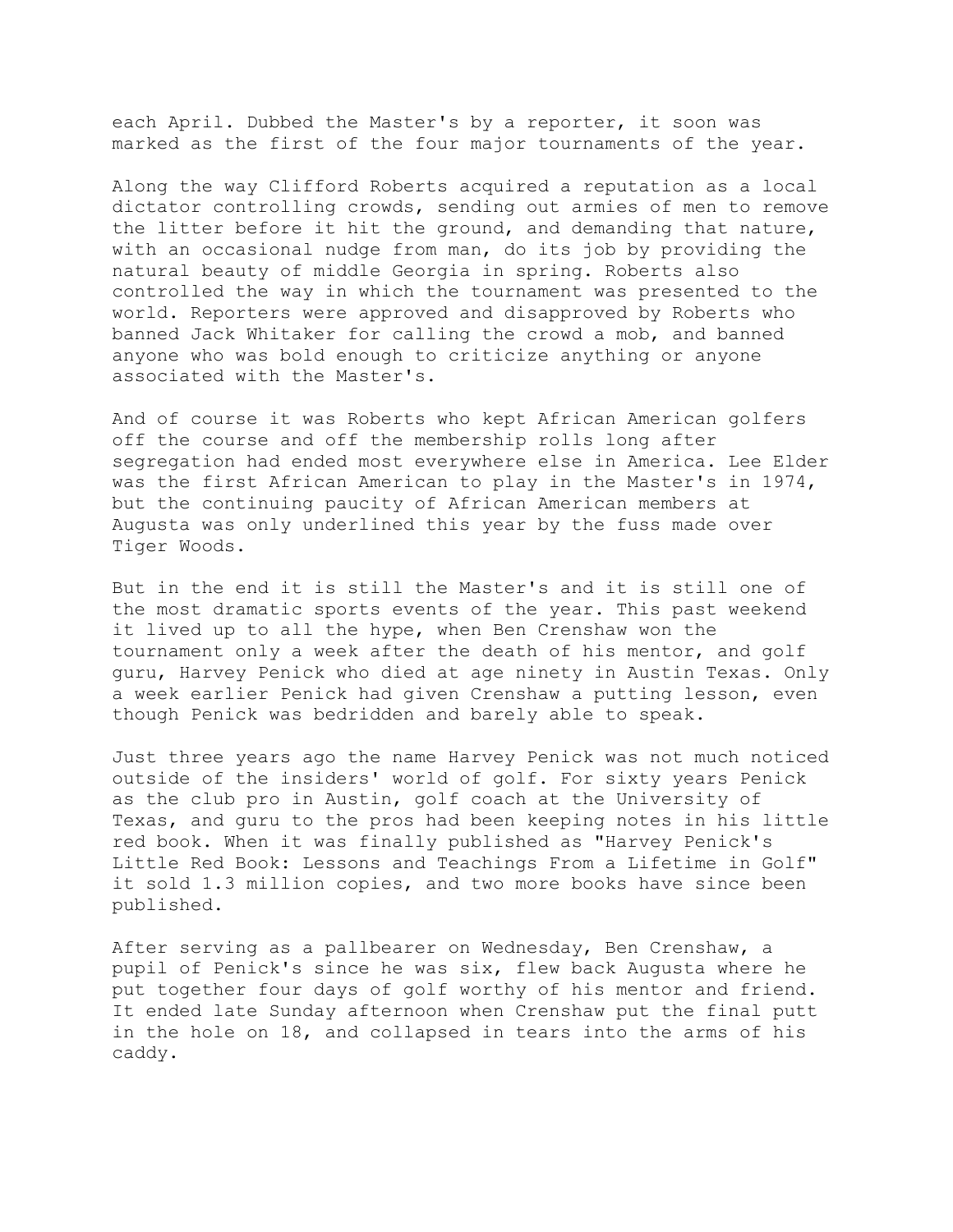each April. Dubbed the Master's by a reporter, it soon was marked as the first of the four major tournaments of the year.

Along the way Clifford Roberts acquired a reputation as a local dictator controlling crowds, sending out armies of men to remove the litter before it hit the ground, and demanding that nature, with an occasional nudge from man, do its job by providing the natural beauty of middle Georgia in spring. Roberts also controlled the way in which the tournament was presented to the world. Reporters were approved and disapproved by Roberts who banned Jack Whitaker for calling the crowd a mob, and banned anyone who was bold enough to criticize anything or anyone associated with the Master's.

And of course it was Roberts who kept African American golfers off the course and off the membership rolls long after segregation had ended most everywhere else in America. Lee Elder was the first African American to play in the Master's in 1974, but the continuing paucity of African American members at Augusta was only underlined this year by the fuss made over Tiger Woods.

But in the end it is still the Master's and it is still one of the most dramatic sports events of the year. This past weekend it lived up to all the hype, when Ben Crenshaw won the tournament only a week after the death of his mentor, and golf guru, Harvey Penick who died at age ninety in Austin Texas. Only a week earlier Penick had given Crenshaw a putting lesson, even though Penick was bedridden and barely able to speak.

Just three years ago the name Harvey Penick was not much noticed outside of the insiders' world of golf. For sixty years Penick as the club pro in Austin, golf coach at the University of Texas, and guru to the pros had been keeping notes in his little red book. When it was finally published as "Harvey Penick's Little Red Book: Lessons and Teachings From a Lifetime in Golf" it sold 1.3 million copies, and two more books have since been published.

After serving as a pallbearer on Wednesday, Ben Crenshaw, a pupil of Penick's since he was six, flew back Augusta where he put together four days of golf worthy of his mentor and friend. It ended late Sunday afternoon when Crenshaw put the final putt in the hole on 18, and collapsed in tears into the arms of his caddy.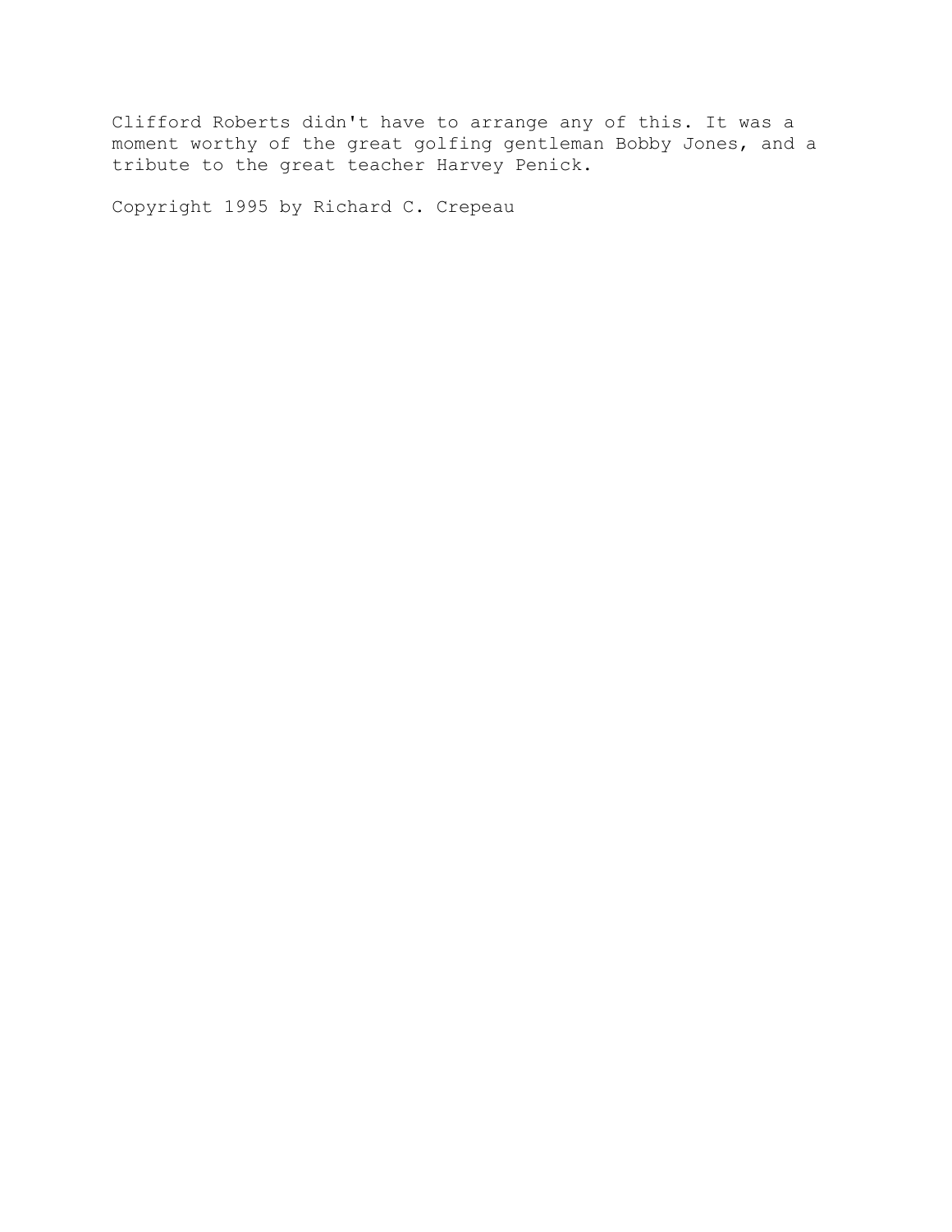Clifford Roberts didn't have to arrange any of this. It was a moment worthy of the great golfing gentleman Bobby Jones, and a tribute to the great teacher Harvey Penick.

Copyright 1995 by Richard C. Crepeau